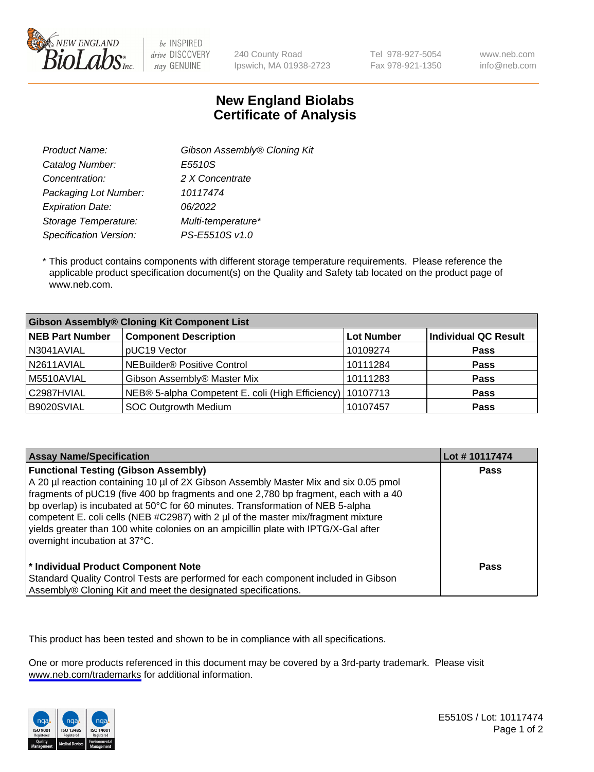NEW ENGLAND BioLabs Inc. — be INSPIRED drive DISCOVERY stay GENUINE

240 County Road
Ipswich, MA 01938-2723

Tel 978-927-5054
Fax 978-921-1350

www.neb.com
info@neb.com

# New England Biolabs
# Certificate of Analysis

| | |
|---|---|
| *Product Name:* | *Gibson Assembly® Cloning Kit* |
| *Catalog Number:* | *E5510S* |
| *Concentration:* | *2 X Concentrate* |
| *Packaging Lot Number:* | *10117474* |
| *Expiration Date:* | *06/2022* |
| *Storage Temperature:* | *Multi-temperature** |
| *Specification Version:* | *PS-E5510S v1.0* |

* This product contains components with different storage temperature requirements. Please reference the applicable product specification document(s) on the Quality and Safety tab located on the product page of www.neb.com.

| **Gibson Assembly® Cloning Kit Component List** | | | |
|---|---|---|---|
| **NEB Part Number** | **Component Description** | **Lot Number** | **Individual QC Result** |
| N3041AVIAL | pUC19 Vector | 10109274 | **Pass** |
| N2611AVIAL | NEBuilder® Positive Control | 10111284 | **Pass** |
| M5510AVIAL | Gibson Assembly® Master Mix | 10111283 | **Pass** |
| C2987HVIAL | NEB® 5-alpha Competent E. coli (High Efficiency) | 10107713 | **Pass** |
| B9020SVIAL | SOC Outgrowth Medium | 10107457 | **Pass** |

| **Assay Name/Specification** | **Lot # 10117474** |
|---|---|
| **Functional Testing (Gibson Assembly)**<br>A 20 µl reaction containing 10 µl of 2X Gibson Assembly Master Mix and six 0.05 pmol fragments of pUC19 (five 400 bp fragments and one 2,780 bp fragment, each with a 40 bp overlap) is incubated at 50°C for 60 minutes. Transformation of NEB 5-alpha competent E. coli cells (NEB #C2987) with 2 µl of the master mix/fragment mixture yields greater than 100 white colonies on an ampicillin plate with IPTG/X-Gal after overnight incubation at 37°C. | **Pass** |
| **\* Individual Product Component Note**<br>Standard Quality Control Tests are performed for each component included in Gibson Assembly® Cloning Kit and meet the designated specifications. | **Pass** |

This product has been tested and shown to be in compliance with all specifications.

One or more products referenced in this document may be covered by a 3rd-party trademark. Please visit www.neb.com/trademarks for additional information.

E5510S / Lot: 10117474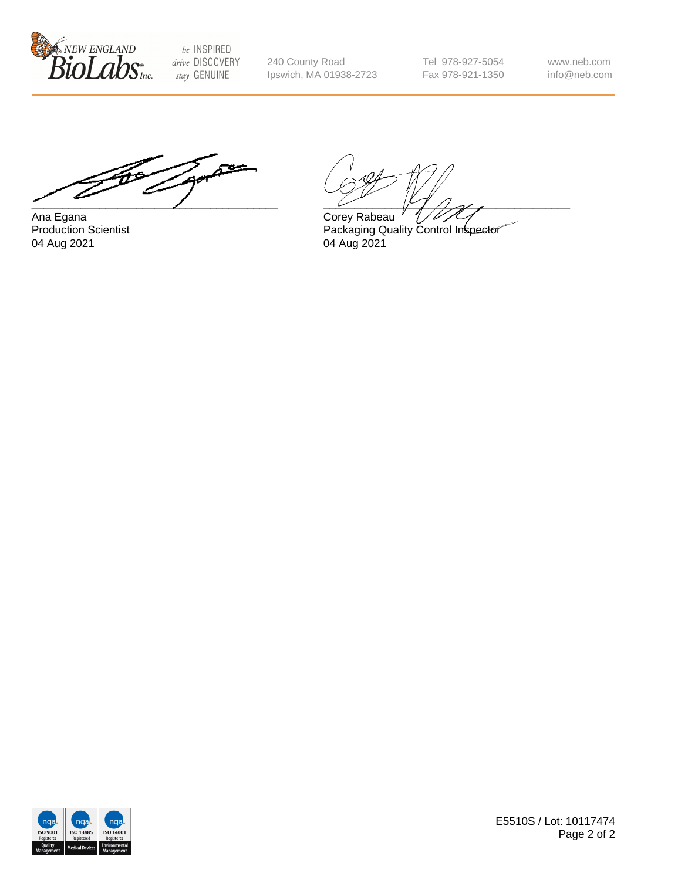Ana Egana
Production Scientist
04 Aug 2021

Corey Rabeau
Packaging Quality Control Inspector
04 Aug 2021

E5510S / Lot: 10117474